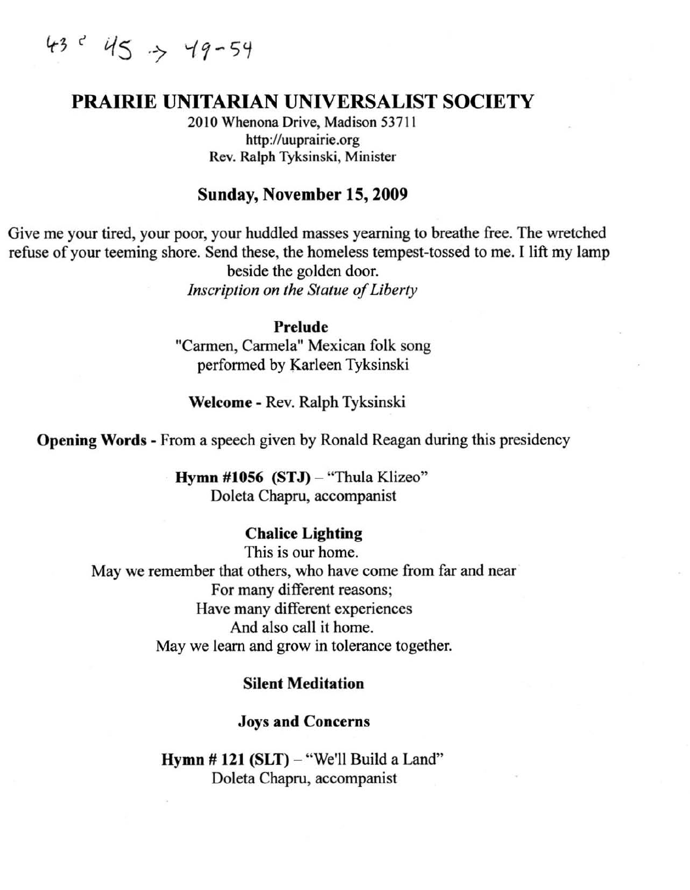43 & 45 → 49-54

# PRAIRIE UNITARIAN UNIVERSALIST SOCIETY

2010 Whenona Drive, Madison 53711
http://uuprairie.org
Rev. Ralph Tyksinski, Minister

## Sunday, November 15, 2009

Give me your tired, your poor, your huddled masses yearning to breathe free. The wretched refuse of your teeming shore. Send these, the homeless tempest-tossed to me. I lift my lamp beside the golden door.
*Inscription on the Statue of Liberty*

**Prelude**
"Carmen, Carmela" Mexican folk song
performed by Karleen Tyksinski

**Welcome** - Rev. Ralph Tyksinski

**Opening Words** - From a speech given by Ronald Reagan during this presidency

**Hymn #1056 (STJ)** – "Thula Klizeo"
Doleta Chapru, accompanist

**Chalice Lighting**
This is our home.
May we remember that others, who have come from far and near
For many different reasons;
Have many different experiences
And also call it home.
May we learn and grow in tolerance together.

**Silent Meditation**

**Joys and Concerns**

**Hymn # 121 (SLT)** – "We'll Build a Land"
Doleta Chapru, accompanist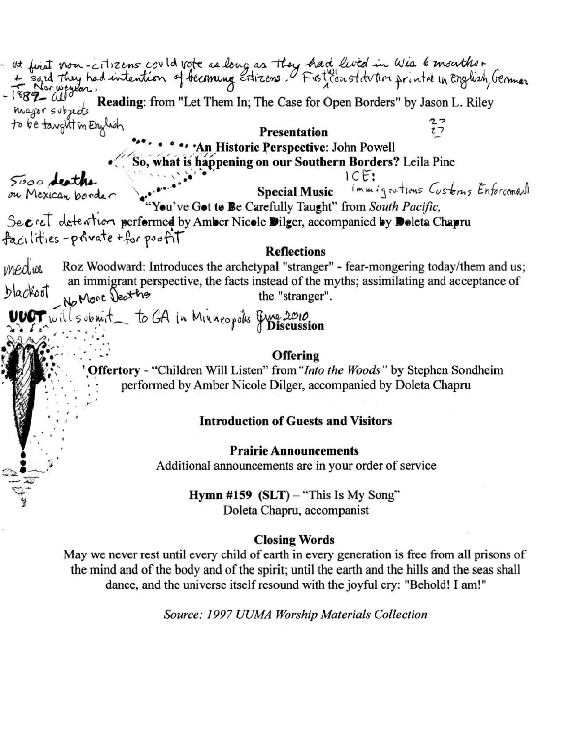- at first non-citizens could vote as long as they had lived in Wis 6 months + said they had intention of becoming citizens. First constitution printed in English, German + Norwegian.
- 1889 - all major subjects to be taught in English

**Reading**: from "Let Them In; The Case for Open Borders" by Jason L. Riley

## Presentation

**An Historic Perspective**: John Powell

**So, what is happening on our Southern Borders?** Leila Pine

5000 deaths on Mexican border

ICE: Immigrations Customs Enforcement

**Special Music**

"You've Got to Be Carefully Taught" from *South Pacific,* performed by Amber Nicole Dilger, accompanied by Doleta Chapru

Secret detention facilities - private + for profit

## Reflections

Roz Woodward: Introduces the archetypal "stranger" - fear-mongering today/them and us; an immigrant perspective, the facts instead of the myths; assimilating and acceptance of the "stranger".

media blackout

- No More Deaths

UUCT will submit to GA in Minneapolis June 2010

## Discussion

## Offering

Offertory - "Children Will Listen" from *"Into the Woods"* by Stephen Sondheim performed by Amber Nicole Dilger, accompanied by Doleta Chapru

## Introduction of Guests and Visitors

## Prairie Announcements

Additional announcements are in your order of service

**Hymn #159 (SLT)** – "This Is My Song"
Doleta Chapru, accompanist

## Closing Words

May we never rest until every child of earth in every generation is free from all prisons of the mind and of the body and of the spirit; until the earth and the hills and the seas shall dance, and the universe itself resound with the joyful cry: "Behold! I am!"

*Source: 1997 UUMA Worship Materials Collection*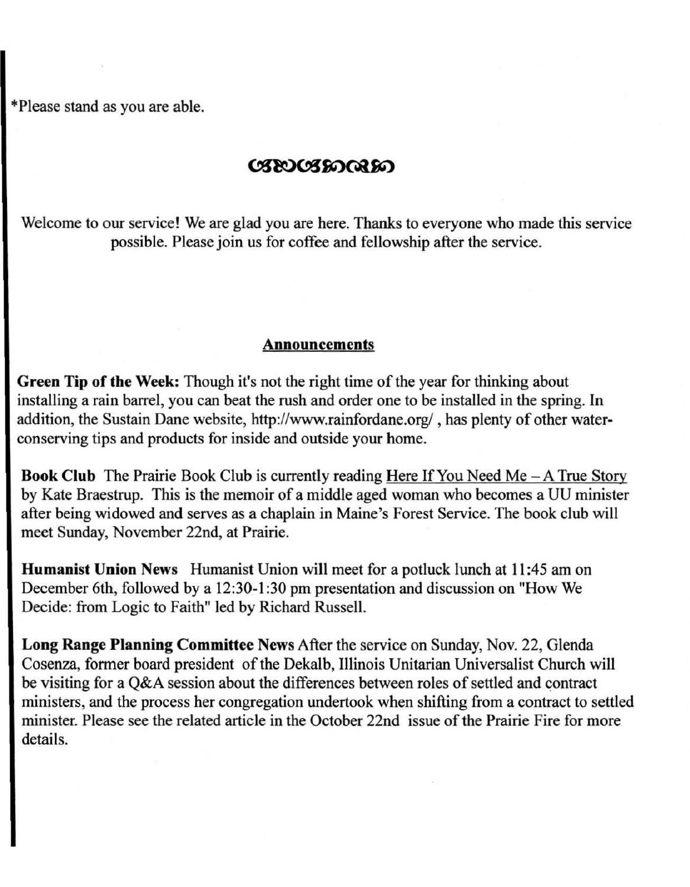*Please stand as you are able.

cscscsscsc

Welcome to our service! We are glad you are here. Thanks to everyone who made this service possible. Please join us for coffee and fellowship after the service.

## Announcements

**Green Tip of the Week:** Though it's not the right time of the year for thinking about installing a rain barrel, you can beat the rush and order one to be installed in the spring. In addition, the Sustain Dane website, http://www.rainfordane.org/ , has plenty of other water-conserving tips and products for inside and outside your home.

**Book Club** The Prairie Book Club is currently reading Here If You Need Me – A True Story by Kate Braestrup. This is the memoir of a middle aged woman who becomes a UU minister after being widowed and serves as a chaplain in Maine's Forest Service. The book club will meet Sunday, November 22nd, at Prairie.

**Humanist Union News** Humanist Union will meet for a potluck lunch at 11:45 am on December 6th, followed by a 12:30-1:30 pm presentation and discussion on "How We Decide: from Logic to Faith" led by Richard Russell.

**Long Range Planning Committee News** After the service on Sunday, Nov. 22, Glenda Cosenza, former board president of the Dekalb, Illinois Unitarian Universalist Church will be visiting for a Q&A session about the differences between roles of settled and contract ministers, and the process her congregation undertook when shifting from a contract to settled minister. Please see the related article in the October 22nd issue of the Prairie Fire for more details.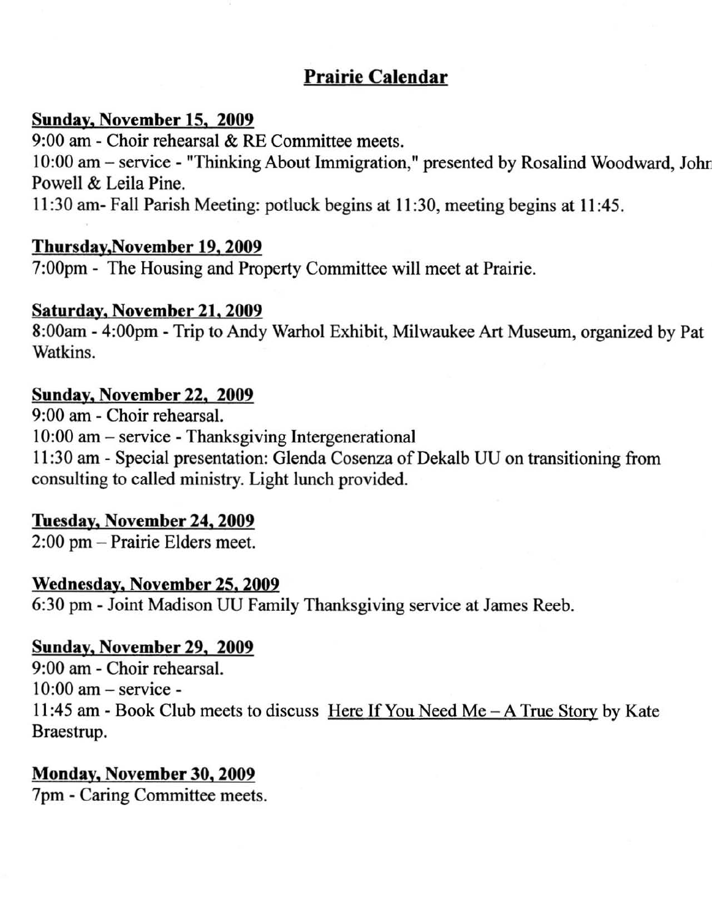## Prairie Calendar

**Sunday, November 15, 2009**

9:00 am - Choir rehearsal & RE Committee meets.
10:00 am – service - "Thinking About Immigration," presented by Rosalind Woodward, John Powell & Leila Pine.
11:30 am- Fall Parish Meeting: potluck begins at 11:30, meeting begins at 11:45.

**Thursday,November 19, 2009**

7:00pm - The Housing and Property Committee will meet at Prairie.

**Saturday, November 21, 2009**

8:00am - 4:00pm - Trip to Andy Warhol Exhibit, Milwaukee Art Museum, organized by Pat Watkins.

**Sunday, November 22, 2009**

9:00 am - Choir rehearsal.
10:00 am – service - Thanksgiving Intergenerational
11:30 am - Special presentation: Glenda Cosenza of Dekalb UU on transitioning from consulting to called ministry. Light lunch provided.

**Tuesday, November 24, 2009**

2:00 pm – Prairie Elders meet.

**Wednesday, November 25, 2009**

6:30 pm - Joint Madison UU Family Thanksgiving service at James Reeb.

**Sunday, November 29, 2009**

9:00 am - Choir rehearsal.
10:00 am – service -
11:45 am - Book Club meets to discuss Here If You Need Me – A True Story by Kate Braestrup.

**Monday, November 30, 2009**

7pm - Caring Committee meets.